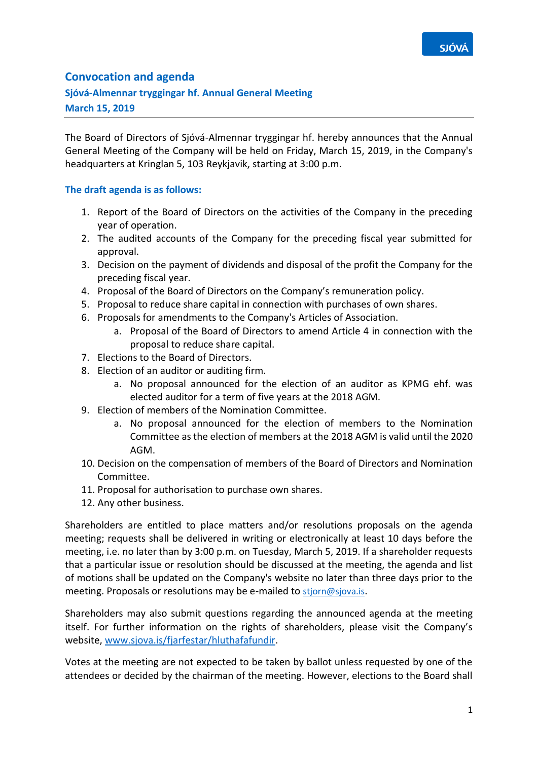# Convocation and agenda

## Sjóvá-Almennar tryggingar hf. Annual General Meeting

## March 15, 2019

---

The Board of Directors of Sjóvá-Almennar tryggingar hf. hereby announces that the Annual General Meeting of the Company will be held on Friday, March 15, 2019, in the Company's headquarters at Kringlan 5, 103 Reykjavik, starting at 3:00 p.m.

### The draft agenda is as follows:

1. Report of the Board of Directors on the activities of the Company in the preceding year of operation.
2. The audited accounts of the Company for the preceding fiscal year submitted for approval.
3. Decision on the payment of dividends and disposal of the profit the Company for the preceding fiscal year.
4. Proposal of the Board of Directors on the Company's remuneration policy.
5. Proposal to reduce share capital in connection with purchases of own shares.
6. Proposals for amendments to the Company's Articles of Association.
   a. Proposal of the Board of Directors to amend Article 4 in connection with the proposal to reduce share capital.
7. Elections to the Board of Directors.
8. Election of an auditor or auditing firm.
   a. No proposal announced for the election of an auditor as KPMG ehf. was elected auditor for a term of five years at the 2018 AGM.
9. Election of members of the Nomination Committee.
   a. No proposal announced for the election of members to the Nomination Committee as the election of members at the 2018 AGM is valid until the 2020 AGM.
10. Decision on the compensation of members of the Board of Directors and Nomination Committee.
11. Proposal for authorisation to purchase own shares.
12. Any other business.

Shareholders are entitled to place matters and/or resolutions proposals on the agenda meeting; requests shall be delivered in writing or electronically at least 10 days before the meeting, i.e. no later than by 3:00 p.m. on Tuesday, March 5, 2019. If a shareholder requests that a particular issue or resolution should be discussed at the meeting, the agenda and list of motions shall be updated on the Company's website no later than three days prior to the meeting. Proposals or resolutions may be e-mailed to stjorn@sjova.is.

Shareholders may also submit questions regarding the announced agenda at the meeting itself. For further information on the rights of shareholders, please visit the Company's website, www.sjova.is/fjarfestar/hluthafafundir.

Votes at the meeting are not expected to be taken by ballot unless requested by one of the attendees or decided by the chairman of the meeting. However, elections to the Board shall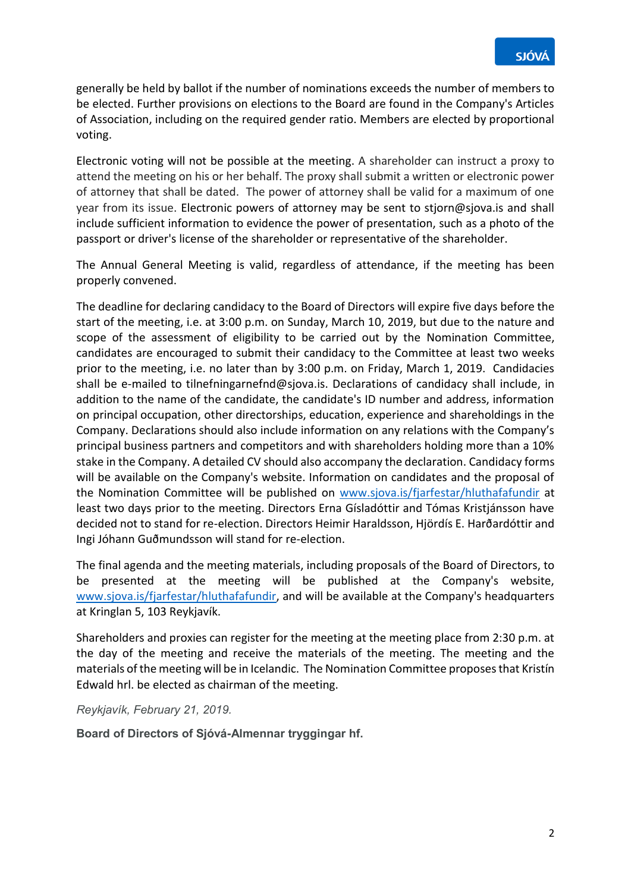generally be held by ballot if the number of nominations exceeds the number of members to be elected. Further provisions on elections to the Board are found in the Company's Articles of Association, including on the required gender ratio. Members are elected by proportional voting.

Electronic voting will not be possible at the meeting. A shareholder can instruct a proxy to attend the meeting on his or her behalf. The proxy shall submit a written or electronic power of attorney that shall be dated. The power of attorney shall be valid for a maximum of one year from its issue. Electronic powers of attorney may be sent to stjorn@sjova.is and shall include sufficient information to evidence the power of presentation, such as a photo of the passport or driver's license of the shareholder or representative of the shareholder.

The Annual General Meeting is valid, regardless of attendance, if the meeting has been properly convened.

The deadline for declaring candidacy to the Board of Directors will expire five days before the start of the meeting, i.e. at 3:00 p.m. on Sunday, March 10, 2019, but due to the nature and scope of the assessment of eligibility to be carried out by the Nomination Committee, candidates are encouraged to submit their candidacy to the Committee at least two weeks prior to the meeting, i.e. no later than by 3:00 p.m. on Friday, March 1, 2019. Candidacies shall be e-mailed to tilnefningarnefnd@sjova.is. Declarations of candidacy shall include, in addition to the name of the candidate, the candidate's ID number and address, information on principal occupation, other directorships, education, experience and shareholdings in the Company. Declarations should also include information on any relations with the Company's principal business partners and competitors and with shareholders holding more than a 10% stake in the Company. A detailed CV should also accompany the declaration. Candidacy forms will be available on the Company's website. Information on candidates and the proposal of the Nomination Committee will be published on www.sjova.is/fjarfestar/hluthafafundir at least two days prior to the meeting. Directors Erna Gísladóttir and Tómas Kristjánsson have decided not to stand for re-election. Directors Heimir Haraldsson, Hjördís E. Harðardóttir and Ingi Jóhann Guðmundsson will stand for re-election.

The final agenda and the meeting materials, including proposals of the Board of Directors, to be presented at the meeting will be published at the Company's website, www.sjova.is/fjarfestar/hluthafafundir, and will be available at the Company's headquarters at Kringlan 5, 103 Reykjavík.

Shareholders and proxies can register for the meeting at the meeting place from 2:30 p.m. at the day of the meeting and receive the materials of the meeting. The meeting and the materials of the meeting will be in Icelandic. The Nomination Committee proposes that Kristín Edwald hrl. be elected as chairman of the meeting.

*Reykjavík, February 21, 2019.*

**Board of Directors of Sjóvá-Almennar tryggingar hf.**